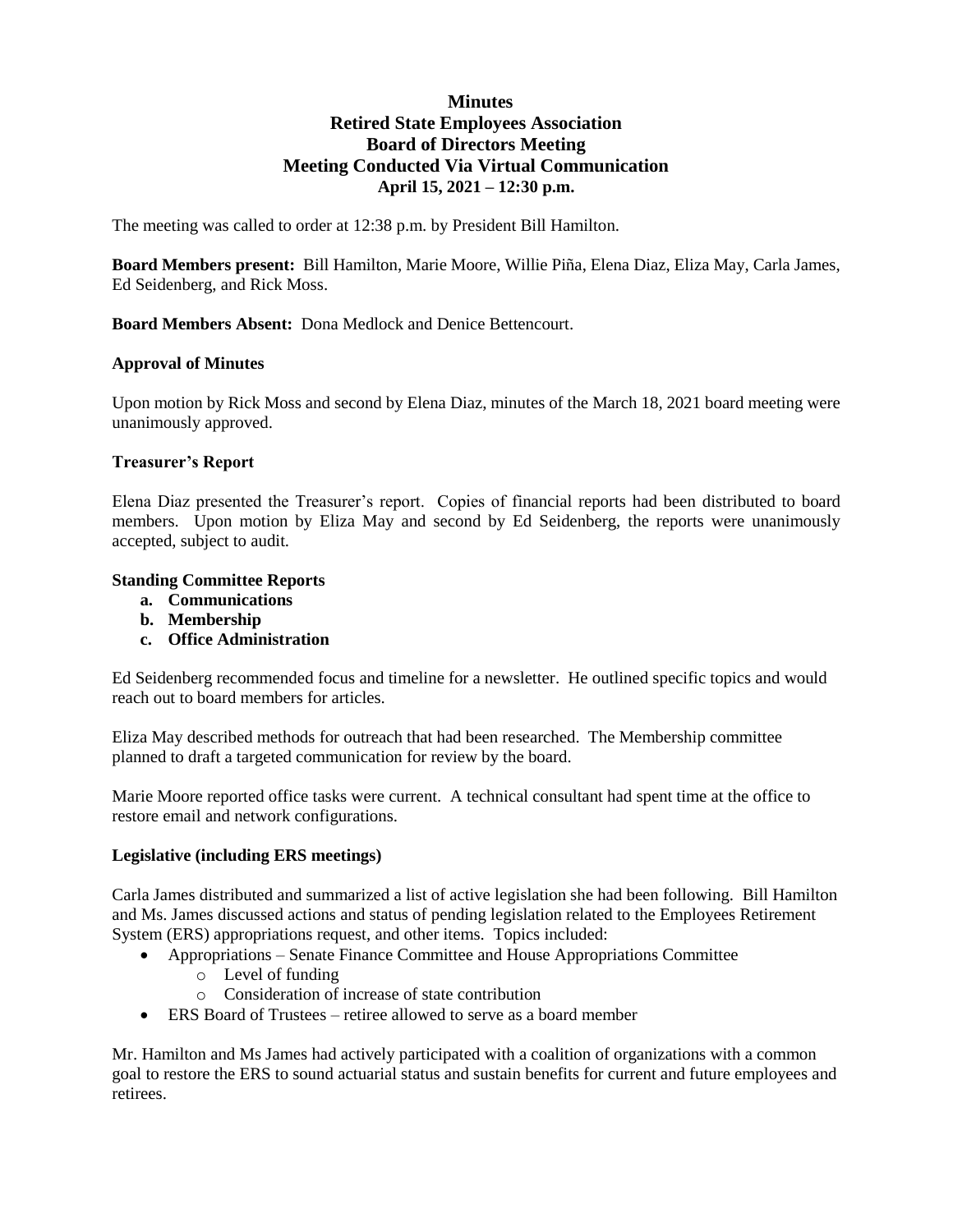# Minutes
## Retired State Employees Association
## Board of Directors Meeting
## Meeting Conducted Via Virtual Communication
## April 15, 2021 – 12:30 p.m.

The meeting was called to order at 12:38 p.m. by President Bill Hamilton.

**Board Members present:** Bill Hamilton, Marie Moore, Willie Piña, Elena Diaz, Eliza May, Carla James, Ed Seidenberg, and Rick Moss.

**Board Members Absent:** Dona Medlock and Denice Bettencourt.

### Approval of Minutes

Upon motion by Rick Moss and second by Elena Diaz, minutes of the March 18, 2021 board meeting were unanimously approved.

### Treasurer's Report

Elena Diaz presented the Treasurer's report. Copies of financial reports had been distributed to board members. Upon motion by Eliza May and second by Ed Seidenberg, the reports were unanimously accepted, subject to audit.

### Standing Committee Reports

- **a. Communications**
- **b. Membership**
- **c. Office Administration**

Ed Seidenberg recommended focus and timeline for a newsletter. He outlined specific topics and would reach out to board members for articles.

Eliza May described methods for outreach that had been researched. The Membership committee planned to draft a targeted communication for review by the board.

Marie Moore reported office tasks were current. A technical consultant had spent time at the office to restore email and network configurations.

### Legislative (including ERS meetings)

Carla James distributed and summarized a list of active legislation she had been following. Bill Hamilton and Ms. James discussed actions and status of pending legislation related to the Employees Retirement System (ERS) appropriations request, and other items. Topics included:

- Appropriations – Senate Finance Committee and House Appropriations Committee
  - Level of funding
  - Consideration of increase of state contribution
- ERS Board of Trustees – retiree allowed to serve as a board member

Mr. Hamilton and Ms James had actively participated with a coalition of organizations with a common goal to restore the ERS to sound actuarial status and sustain benefits for current and future employees and retirees.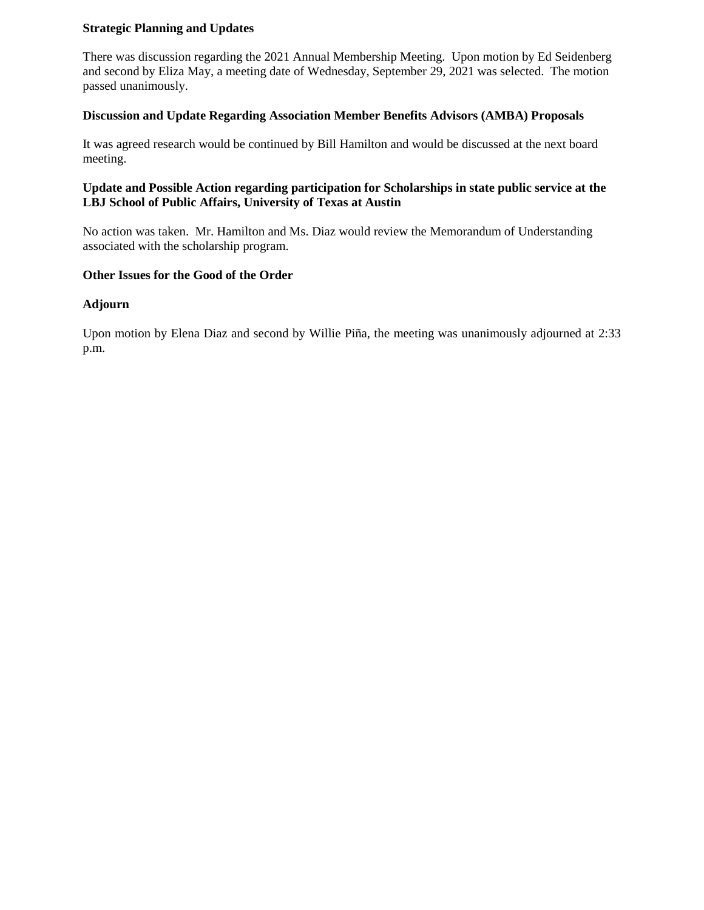**Strategic Planning and Updates**

There was discussion regarding the 2021 Annual Membership Meeting. Upon motion by Ed Seidenberg and second by Eliza May, a meeting date of Wednesday, September 29, 2021 was selected. The motion passed unanimously.

**Discussion and Update Regarding Association Member Benefits Advisors (AMBA) Proposals**

It was agreed research would be continued by Bill Hamilton and would be discussed at the next board meeting.

**Update and Possible Action regarding participation for Scholarships in state public service at the LBJ School of Public Affairs, University of Texas at Austin**

No action was taken. Mr. Hamilton and Ms. Diaz would review the Memorandum of Understanding associated with the scholarship program.

**Other Issues for the Good of the Order**

**Adjourn**

Upon motion by Elena Diaz and second by Willie Piña, the meeting was unanimously adjourned at 2:33 p.m.